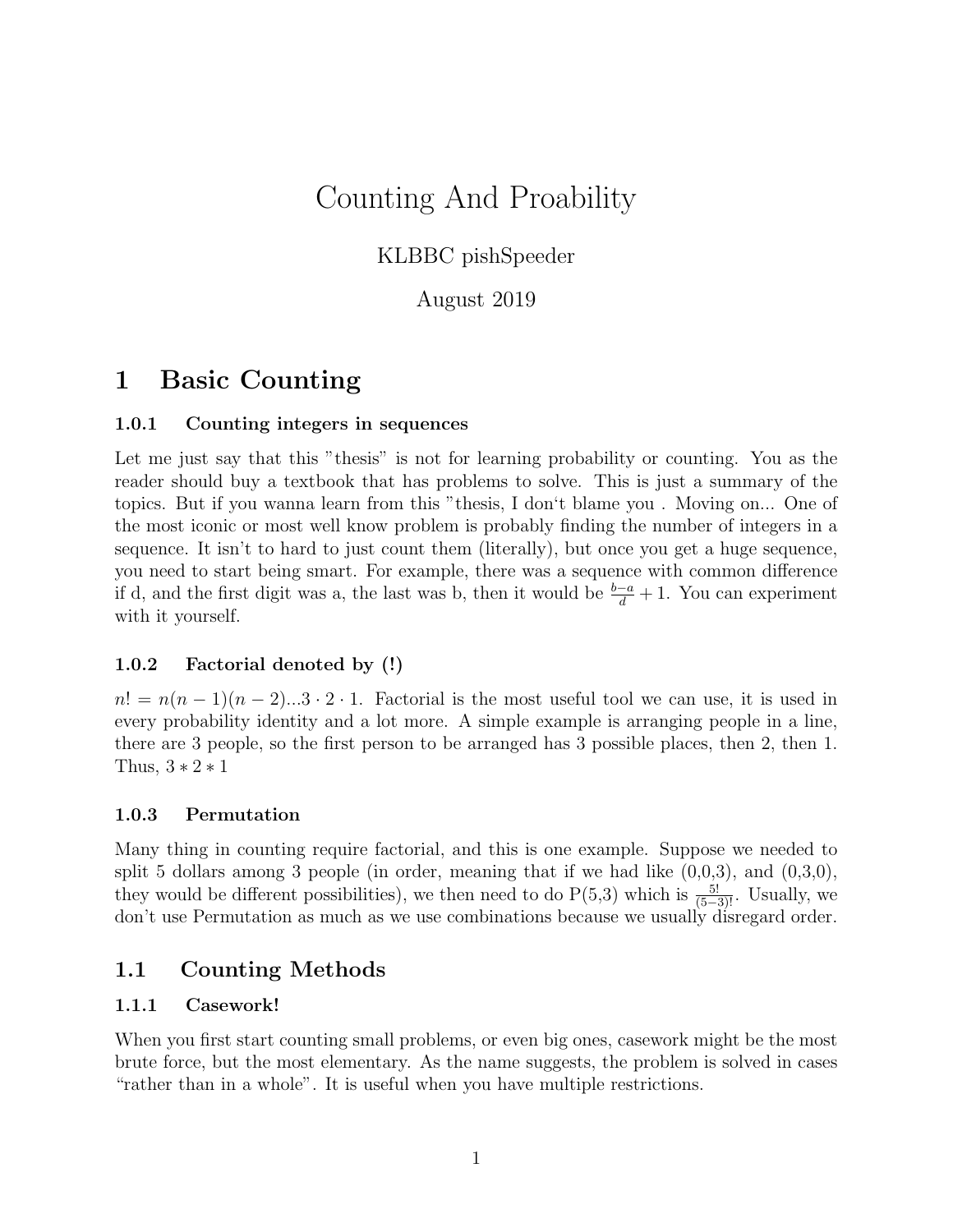# Counting And Proability

KLBBC pishSpeeder

August 2019

## 1 Basic Counting

#### 1.0.1 Counting integers in sequences

Let me just say that this "thesis" is not for learning probability or counting. You as the reader should buy a textbook that has problems to solve. This is just a summary of the topics. But if you wanna learn from this "thesis, I don't blame you . Moving on... One of the most iconic or most well know problem is probably finding the number of integers in a sequence. It isn't to hard to just count them (literally), but once you get a huge sequence, you need to start being smart. For example, there was a sequence with common difference if d, and the first digit was a, the last was b, then it would be $\frac{b-a}{d}+1$. You can experiment with it yourself.

#### 1.0.2 Factorial denoted by (!)

$n! = n(n-1)(n-2)...3 \cdot 2 \cdot 1$. Factorial is the most useful tool we can use, it is used in every probability identity and a lot more. A simple example is arranging people in a line, there are 3 people, so the first person to be arranged has 3 possible places, then 2, then 1. Thus, $3 * 2 * 1$

#### 1.0.3 Permutation

Many thing in counting require factorial, and this is one example. Suppose we needed to split 5 dollars among 3 people (in order, meaning that if we had like (0,0,3), and (0,3,0), they would be different possibilities), we then need to do P(5,3) which is $\frac{5!}{(5-3)!}$. Usually, we don't use Permutation as much as we use combinations because we usually disregard order.

### 1.1 Counting Methods

#### 1.1.1 Casework!

When you first start counting small problems, or even big ones, casework might be the most brute force, but the most elementary. As the name suggests, the problem is solved in cases "rather than in a whole". It is useful when you have multiple restrictions.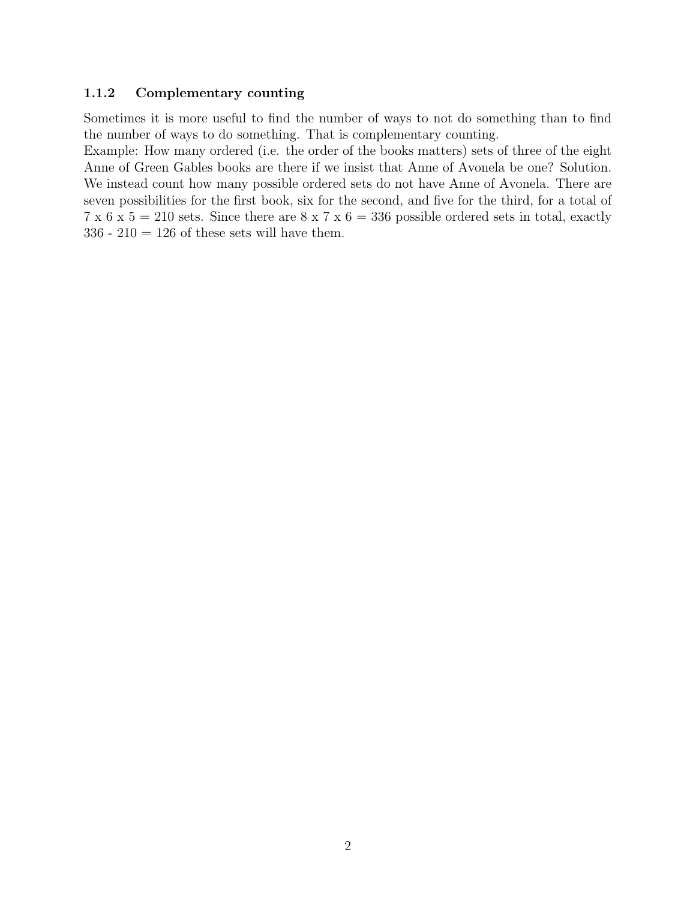### 1.1.2 Complementary counting

Sometimes it is more useful to find the number of ways to not do something than to find the number of ways to do something. That is complementary counting.
Example: How many ordered (i.e. the order of the books matters) sets of three of the eight Anne of Green Gables books are there if we insist that Anne of Avonela be one? Solution. We instead count how many possible ordered sets do not have Anne of Avonela. There are seven possibilities for the first book, six for the second, and five for the third, for a total of $7 \times 6 \times 5 = 210$ sets. Since there are $8 \times 7 \times 6 = 336$ possible ordered sets in total, exactly $336 - 210 = 126$ of these sets will have them.